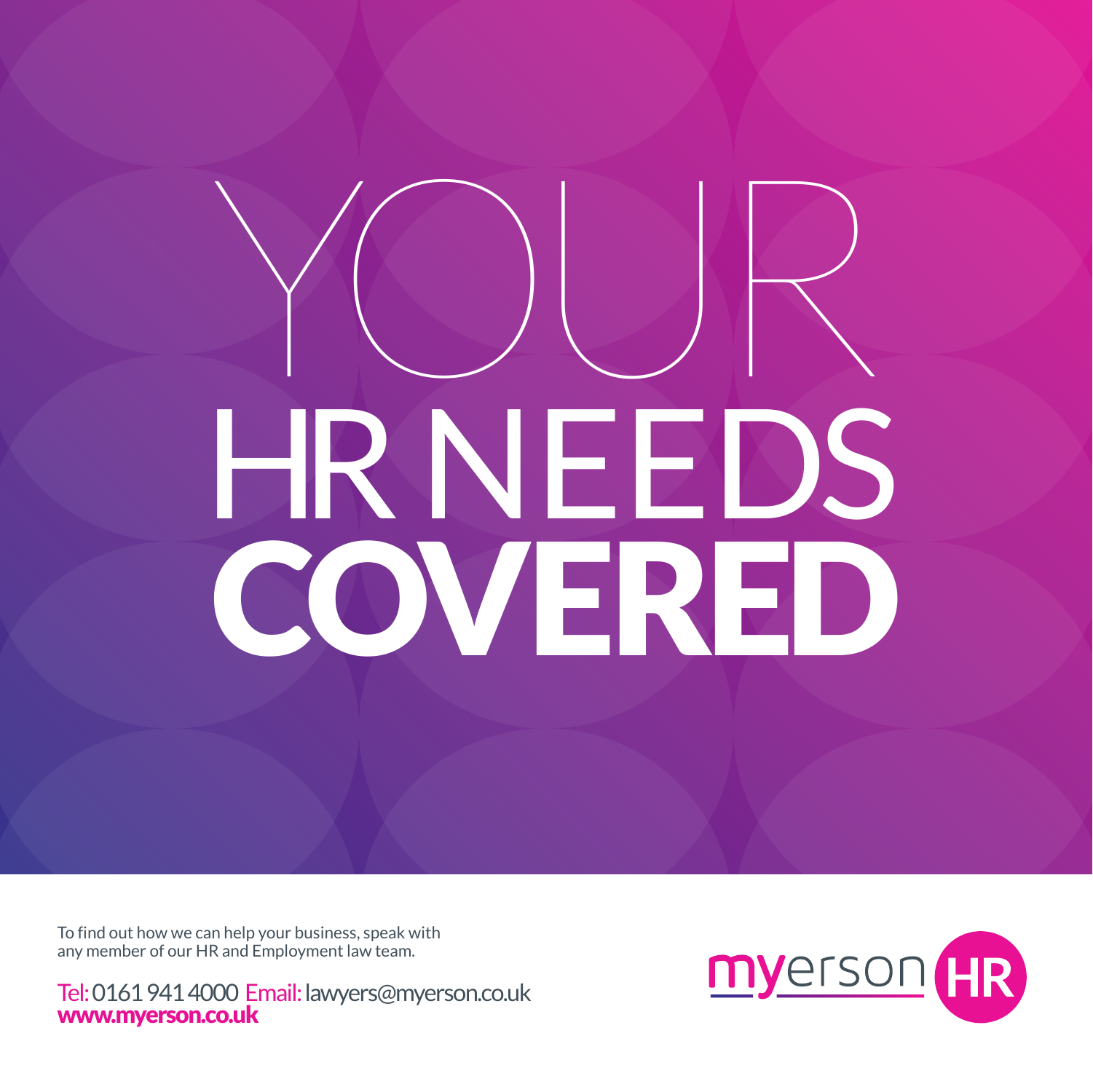# YOUR HR NEEDS COVERED

To find out how we can help your business, speak with any member of our HR and Employment law team.

Tel: 0161 941 4000 Email: lawyers@myerson.co.uk
**www.myerson.co.uk**

myerson HR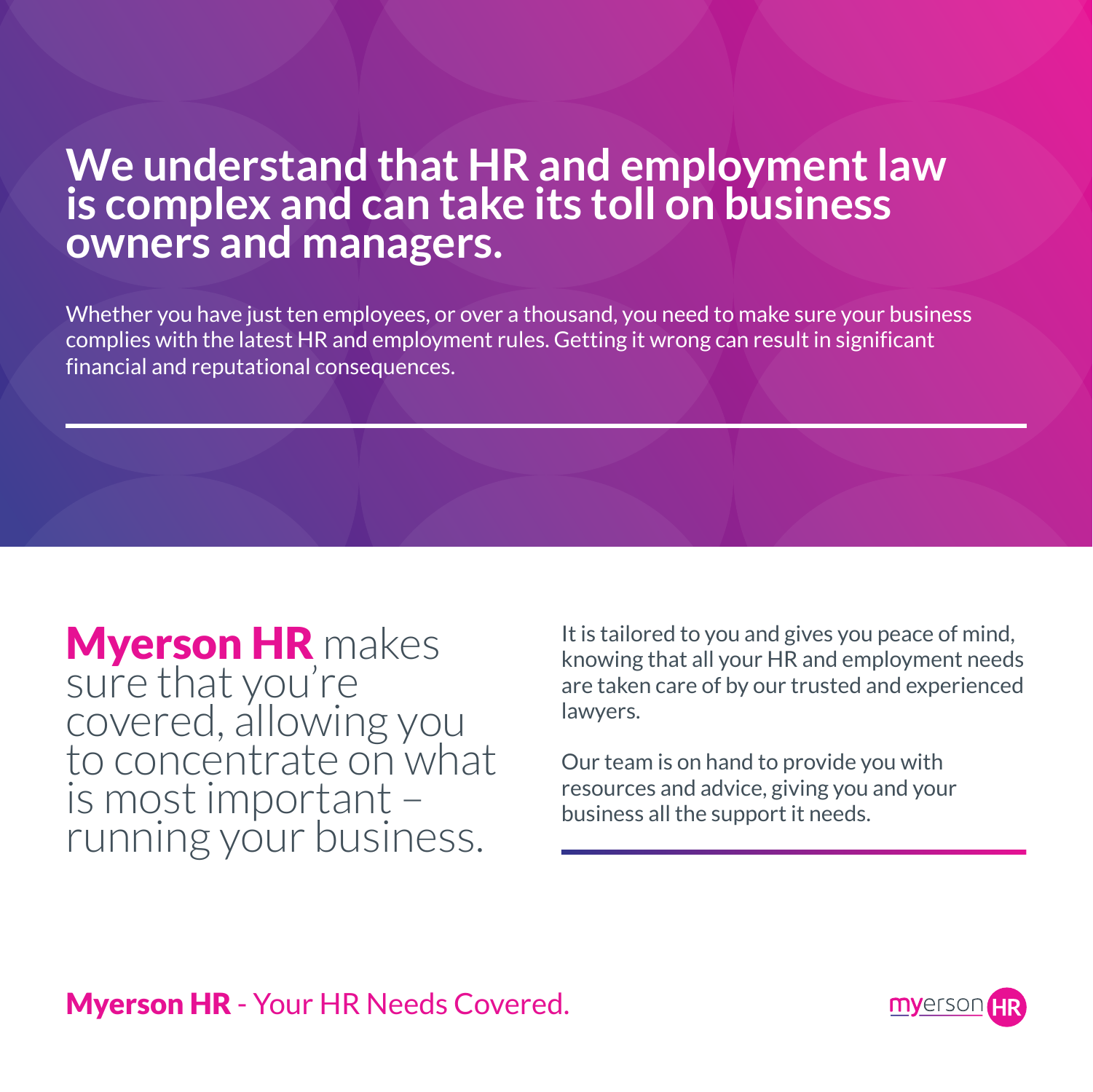# We understand that HR and employment law is complex and can take its toll on business owners and managers.

Whether you have just ten employees, or over a thousand, you need to make sure your business complies with the latest HR and employment rules. Getting it wrong can result in significant financial and reputational consequences.

---

## **Myerson HR** makes sure that you're covered, allowing you to concentrate on what is most important – running your business.

It is tailored to you and gives you peace of mind, knowing that all your HR and employment needs are taken care of by our trusted and experienced lawyers.

Our team is on hand to provide you with resources and advice, giving you and your business all the support it needs.

---

**Myerson HR** - Your HR Needs Covered.

myerson HR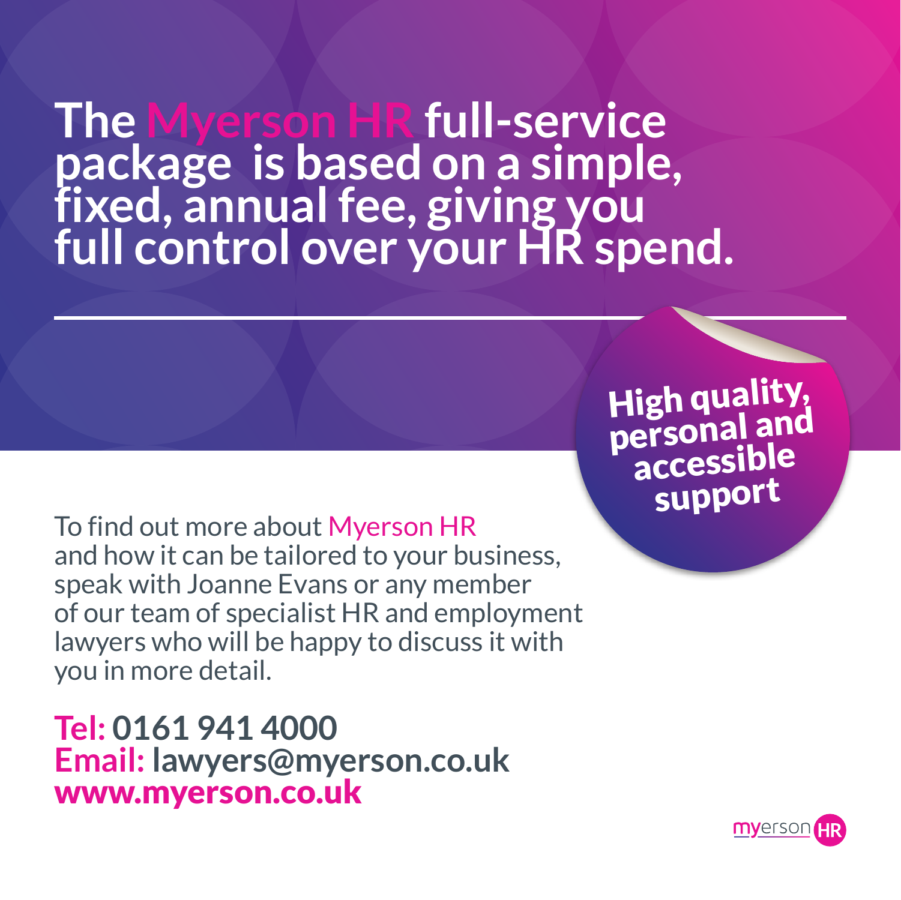# The Myerson HR full-service package is based on a simple, fixed, annual fee, giving you full control over your HR spend.

**High quality, personal and accessible support**

To find out more about Myerson HR and how it can be tailored to your business, speak with Joanne Evans or any member of our team of specialist HR and employment lawyers who will be happy to discuss it with you in more detail.

**Tel: 0161 941 4000**
**Email: lawyers@myerson.co.uk**
**www.myerson.co.uk**

myerson HR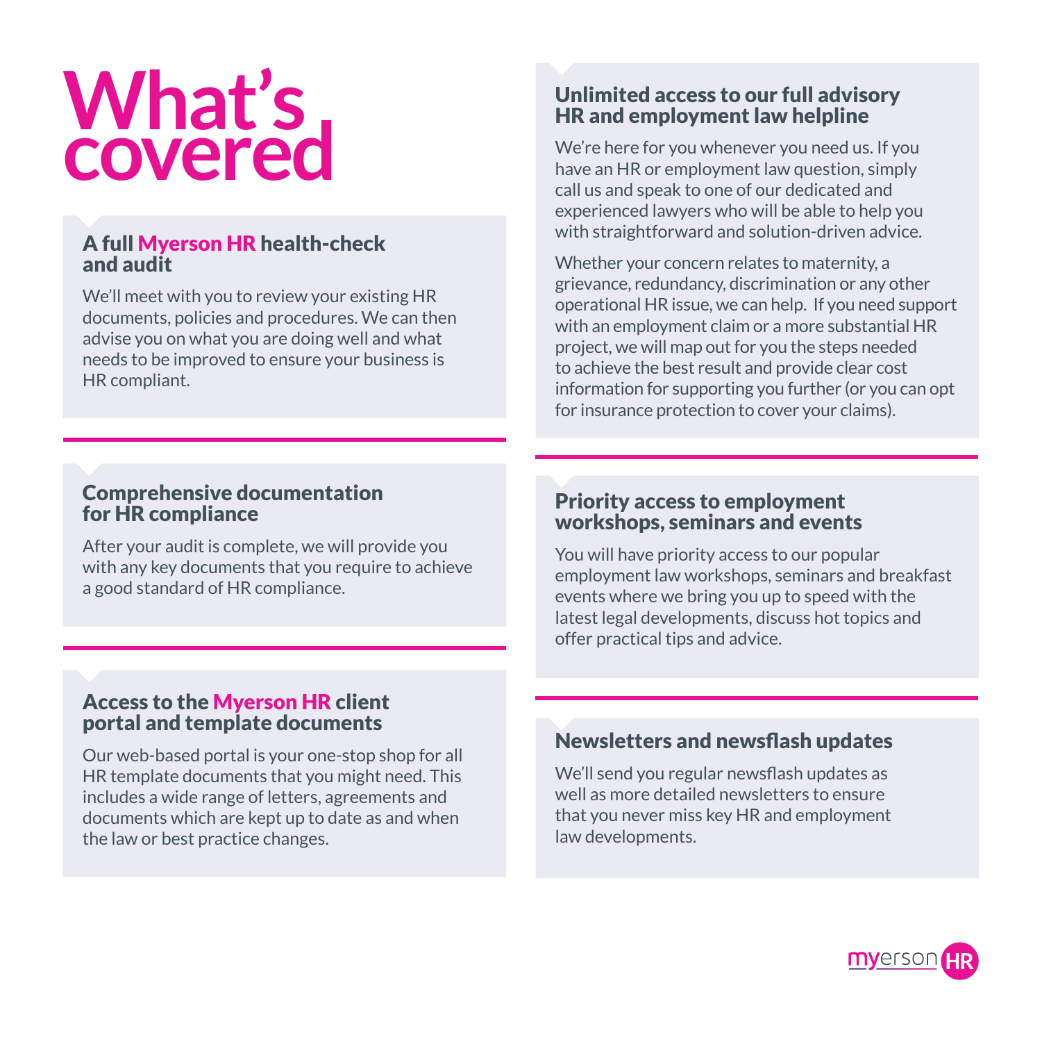# What's covered

## A full Myerson HR health-check and audit

We'll meet with you to review your existing HR documents, policies and procedures. We can then advise you on what you are doing well and what needs to be improved to ensure your business is HR compliant.

## Comprehensive documentation for HR compliance

After your audit is complete, we will provide you with any key documents that you require to achieve a good standard of HR compliance.

## Access to the Myerson HR client portal and template documents

Our web-based portal is your one-stop shop for all HR template documents that you might need. This includes a wide range of letters, agreements and documents which are kept up to date as and when the law or best practice changes.

## Unlimited access to our full advisory HR and employment law helpline

We're here for you whenever you need us. If you have an HR or employment law question, simply call us and speak to one of our dedicated and experienced lawyers who will be able to help you with straightforward and solution-driven advice.

Whether your concern relates to maternity, a grievance, redundancy, discrimination or any other operational HR issue, we can help. If you need support with an employment claim or a more substantial HR project, we will map out for you the steps needed to achieve the best result and provide clear cost information for supporting you further (or you can opt for insurance protection to cover your claims).

## Priority access to employment workshops, seminars and events

You will have priority access to our popular employment law workshops, seminars and breakfast events where we bring you up to speed with the latest legal developments, discuss hot topics and offer practical tips and advice.

## Newsletters and newsflash updates

We'll send you regular newsflash updates as well as more detailed newsletters to ensure that you never miss key HR and employment law developments.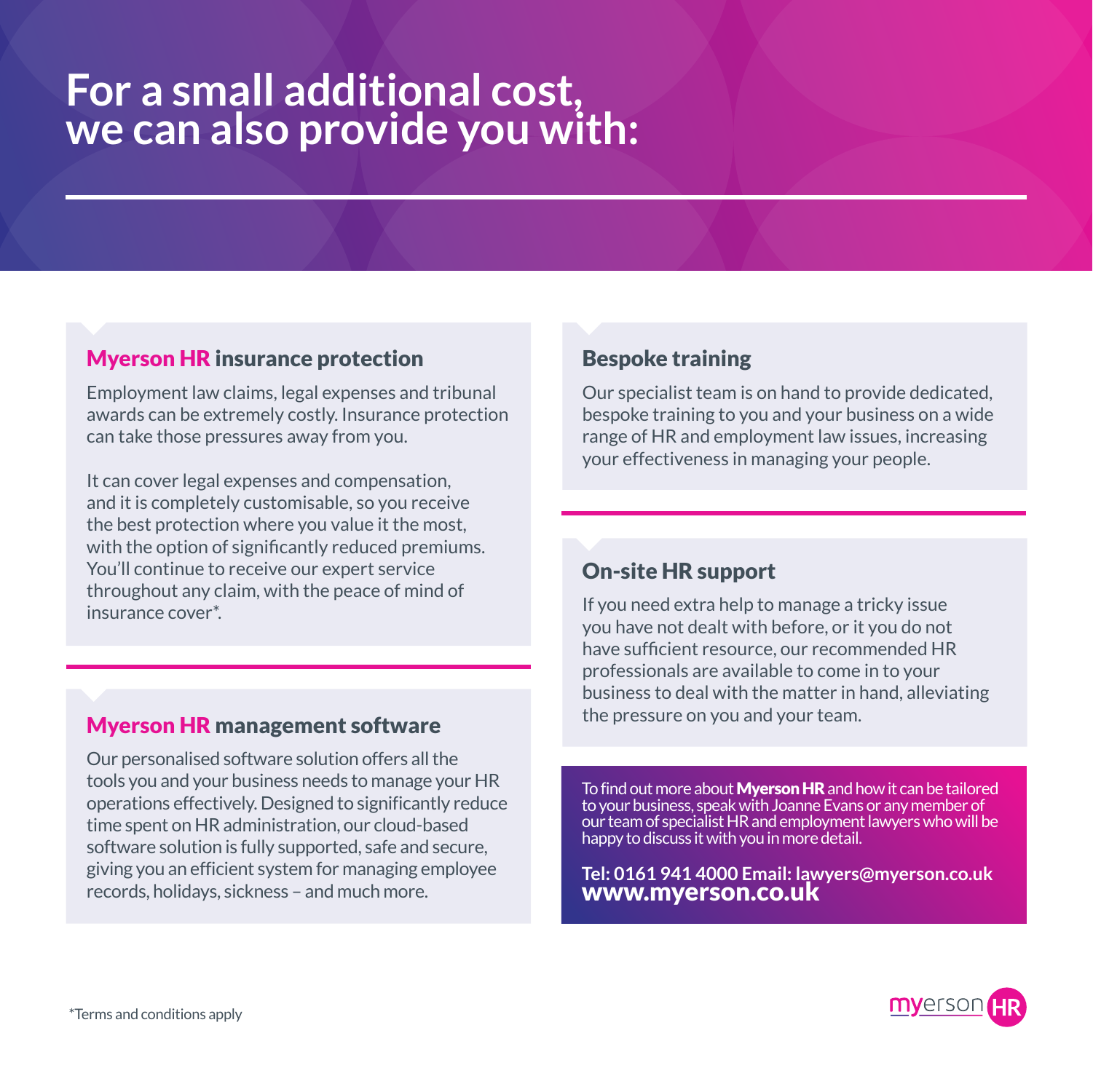# For a small additional cost, we can also provide you with:

## Myerson HR insurance protection

Employment law claims, legal expenses and tribunal awards can be extremely costly. Insurance protection can take those pressures away from you.

It can cover legal expenses and compensation, and it is completely customisable, so you receive the best protection where you value it the most, with the option of significantly reduced premiums. You'll continue to receive our expert service throughout any claim, with the peace of mind of insurance cover*.

## Myerson HR management software

Our personalised software solution offers all the tools you and your business needs to manage your HR operations effectively. Designed to significantly reduce time spent on HR administration, our cloud-based software solution is fully supported, safe and secure, giving you an efficient system for managing employee records, holidays, sickness – and much more.

## Bespoke training

Our specialist team is on hand to provide dedicated, bespoke training to you and your business on a wide range of HR and employment law issues, increasing your effectiveness in managing your people.

## On-site HR support

If you need extra help to manage a tricky issue you have not dealt with before, or it you do not have sufficient resource, our recommended HR professionals are available to come in to your business to deal with the matter in hand, alleviating the pressure on you and your team.

To find out more about **Myerson HR** and how it can be tailored to your business, speak with Joanne Evans or any member of our team of specialist HR and employment lawyers who will be happy to discuss it with you in more detail.

**Tel: 0161 941 4000 Email: lawyers@myerson.co.uk**
**www.myerson.co.uk**

*Terms and conditions apply

myerson HR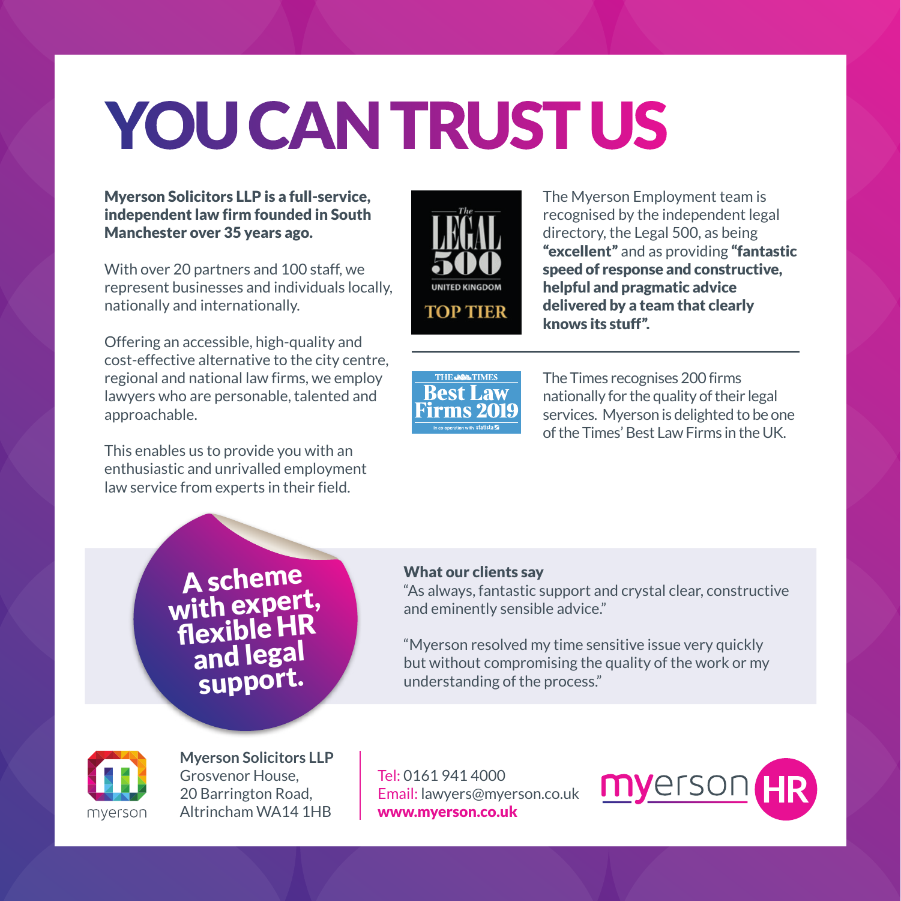# YOU CAN TRUST US

**Myerson Solicitors LLP is a full-service, independent law firm founded in South Manchester over 35 years ago.**

With over 20 partners and 100 staff, we represent businesses and individuals locally, nationally and internationally.

Offering an accessible, high-quality and cost-effective alternative to the city centre, regional and national law firms, we employ lawyers who are personable, talented and approachable.

This enables us to provide you with an enthusiastic and unrivalled employment law service from experts in their field.

The Legal 500 United Kingdom Top Tier

The Myerson Employment team is recognised by the independent legal directory, the Legal 500, as being **"excellent"** and as providing **"fantastic speed of response and constructive, helpful and pragmatic advice delivered by a team that clearly knows its stuff".**

The Times Best Law Firms 2019 – In co-operation with statista

The Times recognises 200 firms nationally for the quality of their legal services. Myerson is delighted to be one of the Times' Best Law Firms in the UK.

**A scheme with expert, flexible HR and legal support.**

**What our clients say**

"As always, fantastic support and crystal clear, constructive and eminently sensible advice."

"Myerson resolved my time sensitive issue very quickly but without compromising the quality of the work or my understanding of the process."

myerson

**Myerson Solicitors LLP**
Grosvenor House,
20 Barrington Road,
Altrincham WA14 1HB

Tel: 0161 941 4000
Email: lawyers@myerson.co.uk
**www.myerson.co.uk**

myerson HR